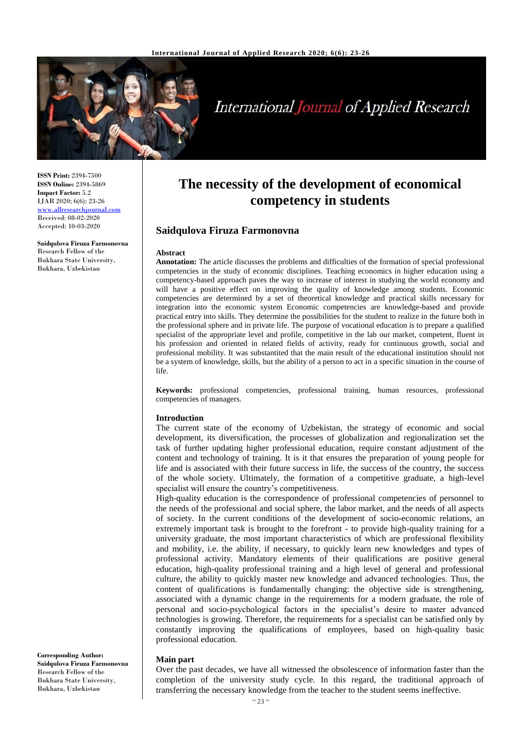# The necessity of the development of economical competency in students

## Saidqulova Firuza Farmonovna

**ISSN Print:** 2394-7500
**ISSN Online:** 2394-5869
**Impact Factor:** 5.2
IJAR 2020; 6(6): 23-26
www.allresearchjournal.com
Received: 08-02-2020
Accepted: 10-03-2020

**Saidqulova Firuza Farmonovna**
Research Fellow of the Bukhara State University, Bukhara, Uzbekistan

**Corresponding Author:**
**Saidqulova Firuza Farmonovna**
Research Fellow of the Bukhara State University, Bukhara, Uzbekistan

### Abstract

**Annotation:** The article discusses the problems and difficulties of the formation of special professional competencies in the study of economic disciplines. Teaching economics in higher education using a competency-based approach paves the way to increase of interest in studying the world economy and will have a positive effect on improving the quality of knowledge among students. Economic competencies are determined by a set of theoretical knowledge and practical skills necessary for integration into the economic system Economic competencies are knowledge-based and provide practical entry into skills. They determine the possibilities for the student to realize in the future both in the professional sphere and in private life. The purpose of vocational education is to prepare a qualified specialist of the appropriate level and profile, competitive in the lab our market, competent, fluent in his profession and oriented in related fields of activity, ready for continuous growth, social and professional mobility. It was substantited that the main result of the educational institution should not be a system of knowledge, skills, but the ability of a person to act in a specific situation in the course of life.

**Keywords:** professional competencies, professional training, human resources, professional competencies of managers.

### Introduction

The current state of the economy of Uzbekistan, the strategy of economic and social development, its diversification, the processes of globalization and regionalization set the task of further updating higher professional education, require constant adjustment of the content and technology of training. It is it that ensures the preparation of young people for life and is associated with their future success in life, the success of the country, the success of the whole society. Ultimately, the formation of a competitive graduate, a high-level specialist will ensure the country's competitiveness.

High-quality education is the correspondence of professional competencies of personnel to the needs of the professional and social sphere, the labor market, and the needs of all aspects of society. In the current conditions of the development of socio-economic relations, an extremely important task is brought to the forefront - to provide high-quality training for a university graduate, the most important characteristics of which are professional flexibility and mobility, i.e. the ability, if necessary, to quickly learn new knowledges and types of professional activity. Mandatory elements of their qualifications are positive general education, high-quality professional training and a high level of general and professional culture, the ability to quickly master new knowledge and advanced technologies. Thus, the content of qualifications is fundamentally changing: the objective side is strengthening, associated with a dynamic change in the requirements for a modern graduate, the role of personal and socio-psychological factors in the specialist's desire to master advanced technologies is growing. Therefore, the requirements for a specialist can be satisfied only by constantly improving the qualifications of employees, based on high-quality basic professional education.

### Main part

Over the past decades, we have all witnessed the obsolescence of information faster than the completion of the university study cycle. In this regard, the traditional approach of transferring the necessary knowledge from the teacher to the student seems ineffective.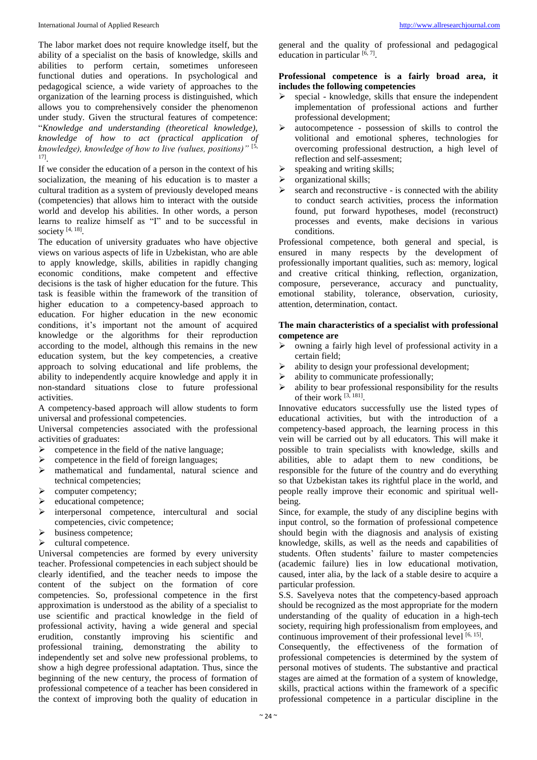The labor market does not require knowledge itself, but the ability of a specialist on the basis of knowledge, skills and abilities to perform certain, sometimes unforeseen functional duties and operations. In psychological and pedagogical science, a wide variety of approaches to the organization of the learning process is distinguished, which allows you to comprehensively consider the phenomenon under study. Given the structural features of competence: "*Knowledge and understanding (theoretical knowledge), knowledge of how to act (practical application of knowledge), knowledge of how to live (values, positions)*" [5, 17].

If we consider the education of a person in the context of his socialization, the meaning of his education is to master a cultural tradition as a system of previously developed means (competencies) that allows him to interact with the outside world and develop his abilities. In other words, a person learns to realize himself as "I" and to be successful in society [4, 18].

The education of university graduates who have objective views on various aspects of life in Uzbekistan, who are able to apply knowledge, skills, abilities in rapidly changing economic conditions, make competent and effective decisions is the task of higher education for the future. This task is feasible within the framework of the transition of higher education to a competency-based approach to education. For higher education in the new economic conditions, it's important not the amount of acquired knowledge or the algorithms for their reproduction according to the model, although this remains in the new education system, but the key competencies, a creative approach to solving educational and life problems, the ability to independently acquire knowledge and apply it in non-standard situations close to future professional activities.

A competency-based approach will allow students to form universal and professional competencies.

Universal competencies associated with the professional activities of graduates:

- competence in the field of the native language;
- competence in the field of foreign languages;
- mathematical and fundamental, natural science and technical competencies;
- computer competency;
- educational competence;
- interpersonal competence, intercultural and social competencies, civic competence;
- business competence;
- cultural competence.

Universal competencies are formed by every university teacher. Professional competencies in each subject should be clearly identified, and the teacher needs to impose the content of the subject on the formation of core competencies. So, professional competence in the first approximation is understood as the ability of a specialist to use scientific and practical knowledge in the field of professional activity, having a wide general and special erudition, constantly improving his scientific and professional training, demonstrating the ability to independently set and solve new professional problems, to show a high degree professional adaptation. Thus, since the beginning of the new century, the process of formation of professional competence of a teacher has been considered in the context of improving both the quality of education in general and the quality of professional and pedagogical education in particular [6, 7].

**Professional competence is a fairly broad area, it includes the following competencies**

- special - knowledge, skills that ensure the independent implementation of professional actions and further professional development;
- autocompetence - possession of skills to control the volitional and emotional spheres, technologies for overcoming professional destruction, a high level of reflection and self-assesment;
- speaking and writing skills;
- organizational skills;
- search and reconstructive - is connected with the ability to conduct search activities, process the information found, put forward hypotheses, model (reconstruct) processes and events, make decisions in various conditions.

Professional competence, both general and special, is ensured in many respects by the development of professionally important qualities, such as: memory, logical and creative critical thinking, reflection, organization, composure, perseverance, accuracy and punctuality, emotional stability, tolerance, observation, curiosity, attention, determination, contact.

**The main characteristics of a specialist with professional competence are**

- owning a fairly high level of professional activity in a certain field;
- ability to design your professional development;
- ability to communicate professionally;
- ability to bear professional responsibility for the results of their work [3, 181].

Innovative educators successfully use the listed types of educational activities, but with the introduction of a competency-based approach, the learning process in this vein will be carried out by all educators. This will make it possible to train specialists with knowledge, skills and abilities, able to adapt them to new conditions, be responsible for the future of the country and do everything so that Uzbekistan takes its rightful place in the world, and people really improve their economic and spiritual well-being.

Since, for example, the study of any discipline begins with input control, so the formation of professional competence should begin with the diagnosis and analysis of existing knowledge, skills, as well as the needs and capabilities of students. Often students' failure to master competencies (academic failure) lies in low educational motivation, caused, inter alia, by the lack of a stable desire to acquire a particular profession.

S.S. Savelyeva notes that the competency-based approach should be recognized as the most appropriate for the modern understanding of the quality of education in a high-tech society, requiring high professionalism from employees, and continuous improvement of their professional level [6, 15].

Consequently, the effectiveness of the formation of professional competencies is determined by the system of personal motives of students. The substantive and practical stages are aimed at the formation of a system of knowledge, skills, practical actions within the framework of a specific professional competence in a particular discipline in the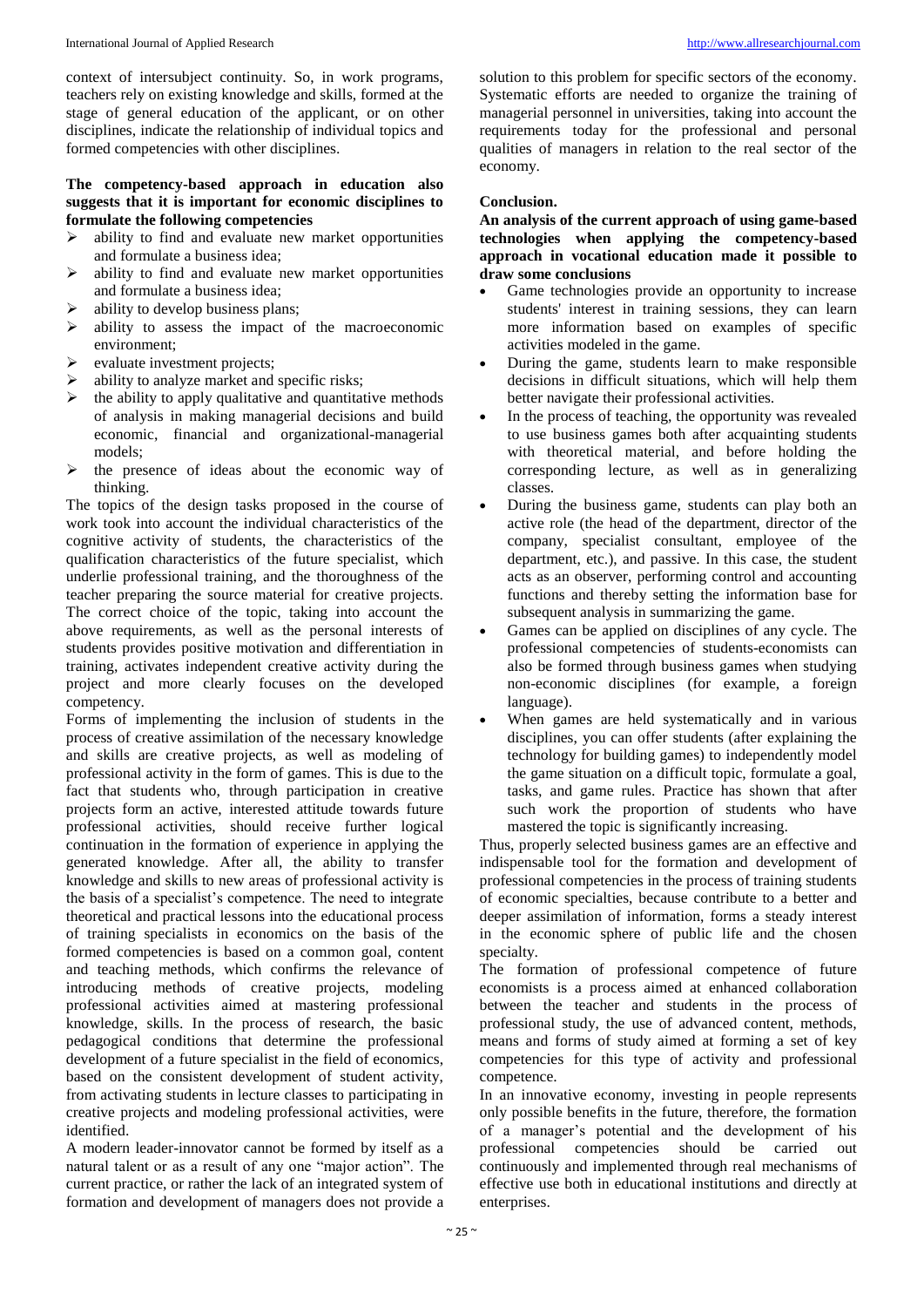context of intersubject continuity. So, in work programs, teachers rely on existing knowledge and skills, formed at the stage of general education of the applicant, or on other disciplines, indicate the relationship of individual topics and formed competencies with other disciplines.

**The competency-based approach in education also suggests that it is important for economic disciplines to formulate the following competencies**

- ability to find and evaluate new market opportunities and formulate a business idea;
- ability to find and evaluate new market opportunities and formulate a business idea;
- ability to develop business plans;
- ability to assess the impact of the macroeconomic environment;
- evaluate investment projects;
- ability to analyze market and specific risks;
- the ability to apply qualitative and quantitative methods of analysis in making managerial decisions and build economic, financial and organizational-managerial models;
- the presence of ideas about the economic way of thinking.

The topics of the design tasks proposed in the course of work took into account the individual characteristics of the cognitive activity of students, the characteristics of the qualification characteristics of the future specialist, which underlie professional training, and the thoroughness of the teacher preparing the source material for creative projects. The correct choice of the topic, taking into account the above requirements, as well as the personal interests of students provides positive motivation and differentiation in training, activates independent creative activity during the project and more clearly focuses on the developed competency.

Forms of implementing the inclusion of students in the process of creative assimilation of the necessary knowledge and skills are creative projects, as well as modeling of professional activity in the form of games. This is due to the fact that students who, through participation in creative projects form an active, interested attitude towards future professional activities, should receive further logical continuation in the formation of experience in applying the generated knowledge. After all, the ability to transfer knowledge and skills to new areas of professional activity is the basis of a specialist's competence. The need to integrate theoretical and practical lessons into the educational process of training specialists in economics on the basis of the formed competencies is based on a common goal, content and teaching methods, which confirms the relevance of introducing methods of creative projects, modeling professional activities aimed at mastering professional knowledge, skills. In the process of research, the basic pedagogical conditions that determine the professional development of a future specialist in the field of economics, based on the consistent development of student activity, from activating students in lecture classes to participating in creative projects and modeling professional activities, were identified.

A modern leader-innovator cannot be formed by itself as a natural talent or as a result of any one "major action". The current practice, or rather the lack of an integrated system of formation and development of managers does not provide a solution to this problem for specific sectors of the economy. Systematic efforts are needed to organize the training of managerial personnel in universities, taking into account the requirements today for the professional and personal qualities of managers in relation to the real sector of the economy.

## Conclusion.

**An analysis of the current approach of using game-based technologies when applying the competency-based approach in vocational education made it possible to draw some conclusions**

- Game technologies provide an opportunity to increase students' interest in training sessions, they can learn more information based on examples of specific activities modeled in the game.
- During the game, students learn to make responsible decisions in difficult situations, which will help them better navigate their professional activities.
- In the process of teaching, the opportunity was revealed to use business games both after acquainting students with theoretical material, and before holding the corresponding lecture, as well as in generalizing classes.
- During the business game, students can play both an active role (the head of the department, director of the company, specialist consultant, employee of the department, etc.), and passive. In this case, the student acts as an observer, performing control and accounting functions and thereby setting the information base for subsequent analysis in summarizing the game.
- Games can be applied on disciplines of any cycle. The professional competencies of students-economists can also be formed through business games when studying non-economic disciplines (for example, a foreign language).
- When games are held systematically and in various disciplines, you can offer students (after explaining the technology for building games) to independently model the game situation on a difficult topic, formulate a goal, tasks, and game rules. Practice has shown that after such work the proportion of students who have mastered the topic is significantly increasing.

Thus, properly selected business games are an effective and indispensable tool for the formation and development of professional competencies in the process of training students of economic specialties, because contribute to a better and deeper assimilation of information, forms a steady interest in the economic sphere of public life and the chosen specialty.

The formation of professional competence of future economists is a process aimed at enhanced collaboration between the teacher and students in the process of professional study, the use of advanced content, methods, means and forms of study aimed at forming a set of key competencies for this type of activity and professional competence.

In an innovative economy, investing in people represents only possible benefits in the future, therefore, the formation of a manager's potential and the development of his professional competencies should be carried out continuously and implemented through real mechanisms of effective use both in educational institutions and directly at enterprises.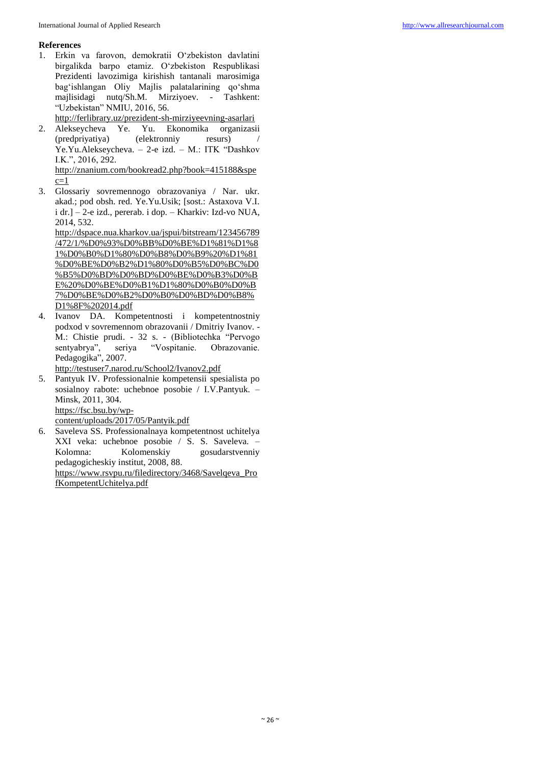## References

1. Erkin va farovon, demokratii O'zbekiston davlatini birgalikda barpo etamiz. O'zbekiston Respublikasi Prezidenti lavozimiga kirishish tantanali marosimiga bag'ishlangan Oliy Majlis palatalarining qo'shma majlisidagi nutq/Sh.M. Mirziyoev. - Tashkent: "Uzbekistan" NMIU, 2016, 56. http://ferlibrary.uz/prezident-sh-mirziyeevning-asarlari
2. Alekseycheva Ye. Yu. Ekonomika organizasii (predpriyatiya) (elektronniy resurs) / Ye.Yu.Alekseycheva. – 2-e izd. – M.: ITK "Dashkov I.K.", 2016, 292. http://znanium.com/bookread2.php?book=415188&spec=1
3. Glossariy sovremennogo obrazovaniya / Nar. ukr. akad.; pod obsh. red. Ye.Yu.Usik; [sost.: Astaxova V.I. i dr.] – 2-e izd., pererab. i dop. – Kharkiv: Izd-vo NUA, 2014, 532. http://dspace.nua.kharkov.ua/jspui/bitstream/123456789/472/1/%D0%93%D0%BB%D0%BE%D1%81%D1%81%D0%B0%D1%80%D0%B8%D0%B9%20%D1%81%D0%BE%D0%B2%D1%80%D0%B5%D0%BC%D0%B5%D0%BD%D0%BD%D0%BE%D0%B3%D0%BE%20%D0%BE%D0%B1%D1%80%D0%B0%D0%B7%D0%BE%D0%B2%D0%B0%D0%BD%D0%B8%D1%8F%202014.pdf
4. Ivanov DA. Kompetentnosti i kompetentnostniy podxod v sovremennom obrazovanii / Dmitriy Ivanov. - M.: Chistie prudi. - 32 s. - (Bibliotechka "Pervogo sentyabrya", seriya "Vospitanie. Obrazovanie. Pedagogika", 2007. http://testuser7.narod.ru/School2/Ivanov2.pdf
5. Pantyuk IV. Professionalnie kompetensii spesialista po sosialnoy rabote: uchebnoe posobie / I.V.Pantyuk. – Minsk, 2011, 304. https://fsc.bsu.by/wp-content/uploads/2017/05/Pantyik.pdf
6. Saveleva SS. Professionalnaya kompetentnost uchitelya XXI veka: uchebnoe posobie / S. S. Saveleva. – Kolomna: Kolomenskiy gosudarstvenniy pedagogicheskiy institut, 2008, 88. https://www.rsvpu.ru/filedirectory/3468/Savelqeva_ProfKompetentUchitelya.pdf